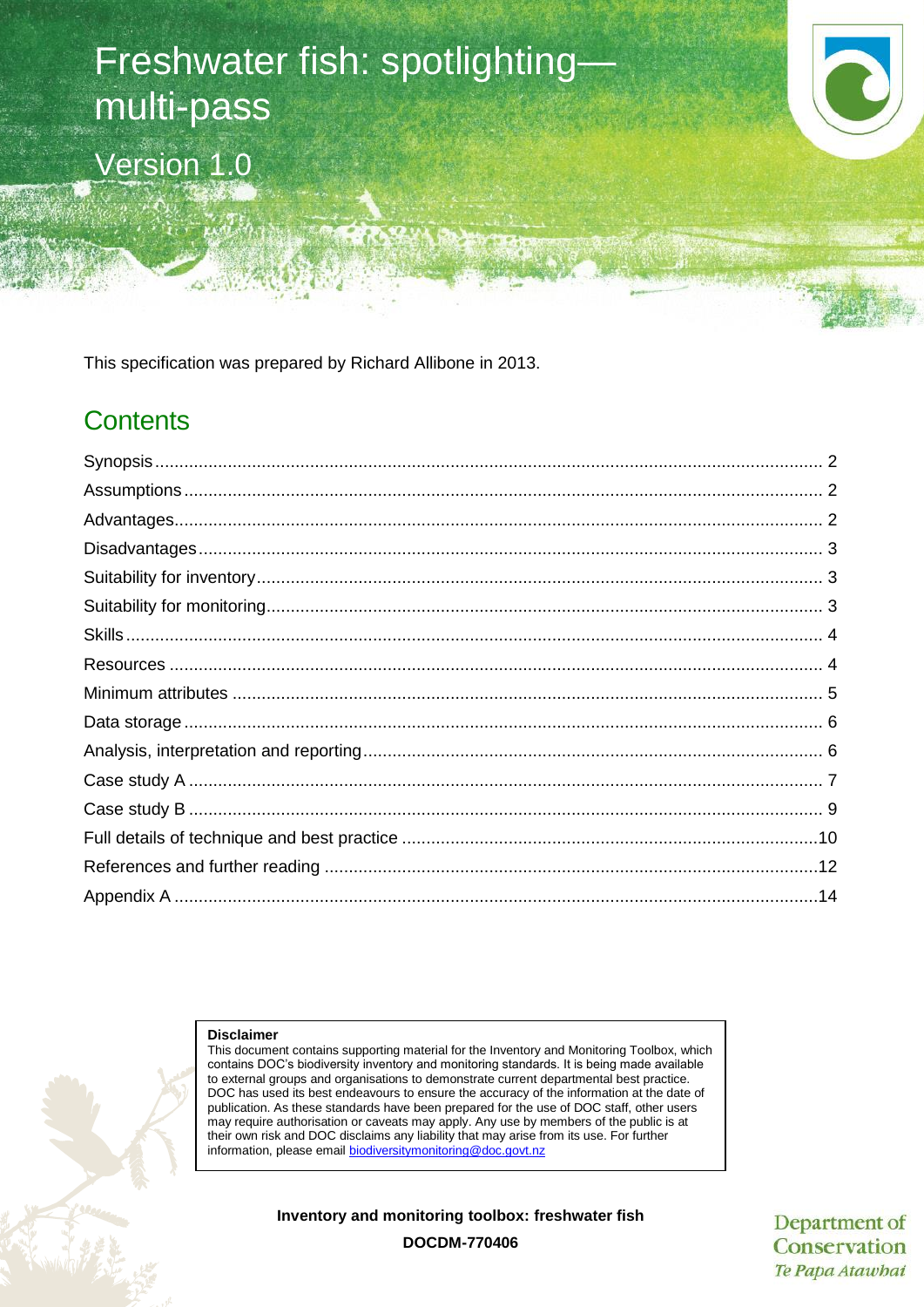# Freshwater fish: spotlighting—multi-pass

Version 1.0

This specification was prepared by Richard Allibone in 2013.

## Contents

Synopsis .......... 2
Assumptions .......... 2
Advantages .......... 2
Disadvantages .......... 3
Suitability for inventory .......... 3
Suitability for monitoring .......... 3
Skills .......... 4
Resources .......... 4
Minimum attributes .......... 5
Data storage .......... 6
Analysis, interpretation and reporting .......... 6
Case study A .......... 7
Case study B .......... 9
Full details of technique and best practice .......... 10
References and further reading .......... 12
Appendix A .......... 14

**Disclaimer**
This document contains supporting material for the Inventory and Monitoring Toolbox, which contains DOC's biodiversity inventory and monitoring standards. It is being made available to external groups and organisations to demonstrate current departmental best practice. DOC has used its best endeavours to ensure the accuracy of the information at the date of publication. As these standards have been prepared for the use of DOC staff, other users may require authorisation or caveats may apply. Any use by members of the public is at their own risk and DOC disclaims any liability that may arise from its use. For further information, please email biodiversitymonitoring@doc.govt.nz

**Inventory and monitoring toolbox: freshwater fish**

**DOCDM-770406**

Department of Conservation *Te Papa Atawhai*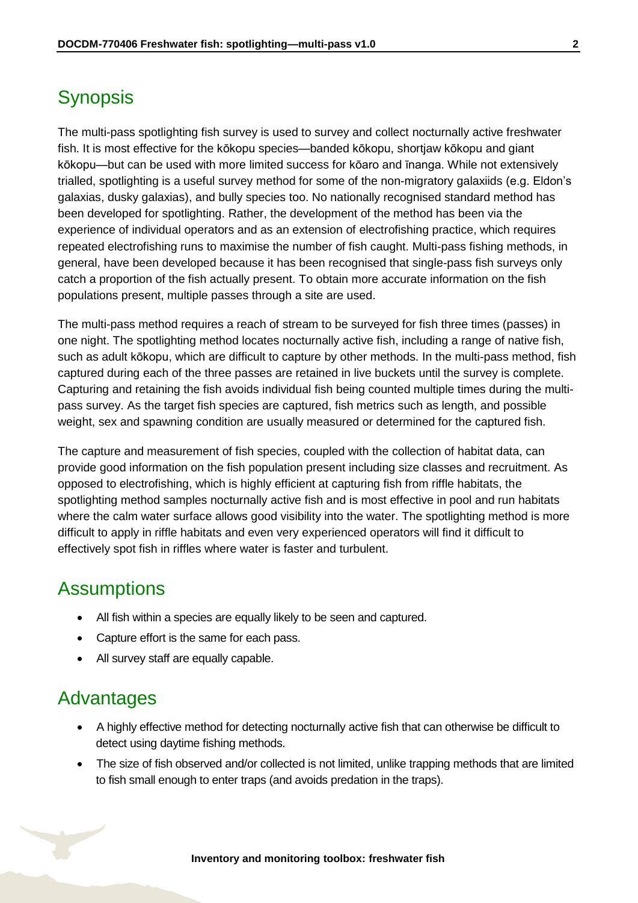## Synopsis

The multi-pass spotlighting fish survey is used to survey and collect nocturnally active freshwater fish. It is most effective for the kōkopu species—banded kōkopu, shortjaw kōkopu and giant kōkopu—but can be used with more limited success for kōaro and īnanga. While not extensively trialled, spotlighting is a useful survey method for some of the non-migratory galaxiids (e.g. Eldon's galaxias, dusky galaxias), and bully species too. No nationally recognised standard method has been developed for spotlighting. Rather, the development of the method has been via the experience of individual operators and as an extension of electrofishing practice, which requires repeated electrofishing runs to maximise the number of fish caught. Multi-pass fishing methods, in general, have been developed because it has been recognised that single-pass fish surveys only catch a proportion of the fish actually present. To obtain more accurate information on the fish populations present, multiple passes through a site are used.

The multi-pass method requires a reach of stream to be surveyed for fish three times (passes) in one night. The spotlighting method locates nocturnally active fish, including a range of native fish, such as adult kōkopu, which are difficult to capture by other methods. In the multi-pass method, fish captured during each of the three passes are retained in live buckets until the survey is complete. Capturing and retaining the fish avoids individual fish being counted multiple times during the multi-pass survey. As the target fish species are captured, fish metrics such as length, and possible weight, sex and spawning condition are usually measured or determined for the captured fish.

The capture and measurement of fish species, coupled with the collection of habitat data, can provide good information on the fish population present including size classes and recruitment. As opposed to electrofishing, which is highly efficient at capturing fish from riffle habitats, the spotlighting method samples nocturnally active fish and is most effective in pool and run habitats where the calm water surface allows good visibility into the water. The spotlighting method is more difficult to apply in riffle habitats and even very experienced operators will find it difficult to effectively spot fish in riffles where water is faster and turbulent.

## Assumptions

- All fish within a species are equally likely to be seen and captured.
- Capture effort is the same for each pass.
- All survey staff are equally capable.

## Advantages

- A highly effective method for detecting nocturnally active fish that can otherwise be difficult to detect using daytime fishing methods.
- The size of fish observed and/or collected is not limited, unlike trapping methods that are limited to fish small enough to enter traps (and avoids predation in the traps).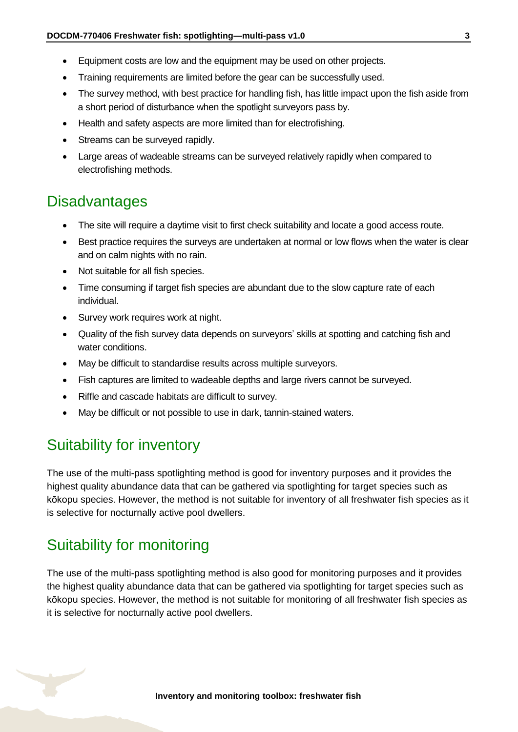- Equipment costs are low and the equipment may be used on other projects.
- Training requirements are limited before the gear can be successfully used.
- The survey method, with best practice for handling fish, has little impact upon the fish aside from a short period of disturbance when the spotlight surveyors pass by.
- Health and safety aspects are more limited than for electrofishing.
- Streams can be surveyed rapidly.
- Large areas of wadeable streams can be surveyed relatively rapidly when compared to electrofishing methods.

## Disadvantages

- The site will require a daytime visit to first check suitability and locate a good access route.
- Best practice requires the surveys are undertaken at normal or low flows when the water is clear and on calm nights with no rain.
- Not suitable for all fish species.
- Time consuming if target fish species are abundant due to the slow capture rate of each individual.
- Survey work requires work at night.
- Quality of the fish survey data depends on surveyors' skills at spotting and catching fish and water conditions.
- May be difficult to standardise results across multiple surveyors.
- Fish captures are limited to wadeable depths and large rivers cannot be surveyed.
- Riffle and cascade habitats are difficult to survey.
- May be difficult or not possible to use in dark, tannin-stained waters.

## Suitability for inventory

The use of the multi-pass spotlighting method is good for inventory purposes and it provides the highest quality abundance data that can be gathered via spotlighting for target species such as kōkopu species. However, the method is not suitable for inventory of all freshwater fish species as it is selective for nocturnally active pool dwellers.

## Suitability for monitoring

The use of the multi-pass spotlighting method is also good for monitoring purposes and it provides the highest quality abundance data that can be gathered via spotlighting for target species such as kōkopu species. However, the method is not suitable for monitoring of all freshwater fish species as it is selective for nocturnally active pool dwellers.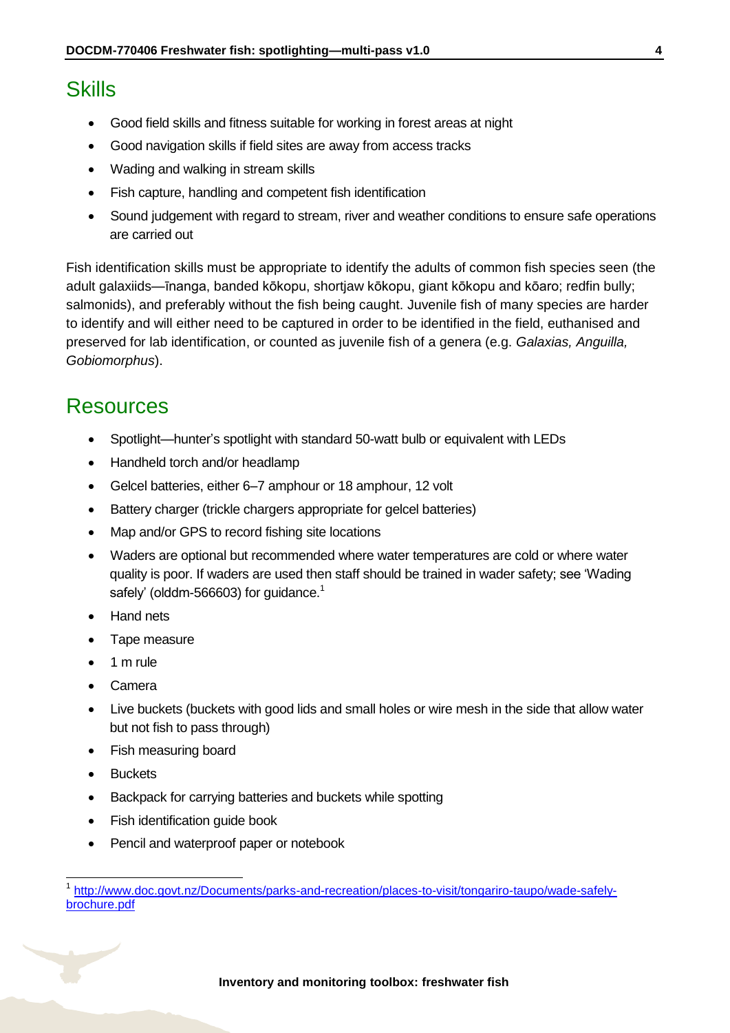## Skills

- Good field skills and fitness suitable for working in forest areas at night
- Good navigation skills if field sites are away from access tracks
- Wading and walking in stream skills
- Fish capture, handling and competent fish identification
- Sound judgement with regard to stream, river and weather conditions to ensure safe operations are carried out

Fish identification skills must be appropriate to identify the adults of common fish species seen (the adult galaxiids—īnanga, banded kōkopu, shortjaw kōkopu, giant kōkopu and kōaro; redfin bully; salmonids), and preferably without the fish being caught. Juvenile fish of many species are harder to identify and will either need to be captured in order to be identified in the field, euthanised and preserved for lab identification, or counted as juvenile fish of a genera (e.g. *Galaxias, Anguilla, Gobiomorphus*).

## Resources

- Spotlight—hunter's spotlight with standard 50-watt bulb or equivalent with LEDs
- Handheld torch and/or headlamp
- Gelcel batteries, either 6–7 amphour or 18 amphour, 12 volt
- Battery charger (trickle chargers appropriate for gelcel batteries)
- Map and/or GPS to record fishing site locations
- Waders are optional but recommended where water temperatures are cold or where water quality is poor. If waders are used then staff should be trained in wader safety; see 'Wading safely' (olddm-566603) for guidance.[1]
- Hand nets
- Tape measure
- 1 m rule
- Camera
- Live buckets (buckets with good lids and small holes or wire mesh in the side that allow water but not fish to pass through)
- Fish measuring board
- Buckets
- Backpack for carrying batteries and buckets while spotting
- Fish identification guide book
- Pencil and waterproof paper or notebook

[1] http://www.doc.govt.nz/Documents/parks-and-recreation/places-to-visit/tongariro-taupo/wade-safely-brochure.pdf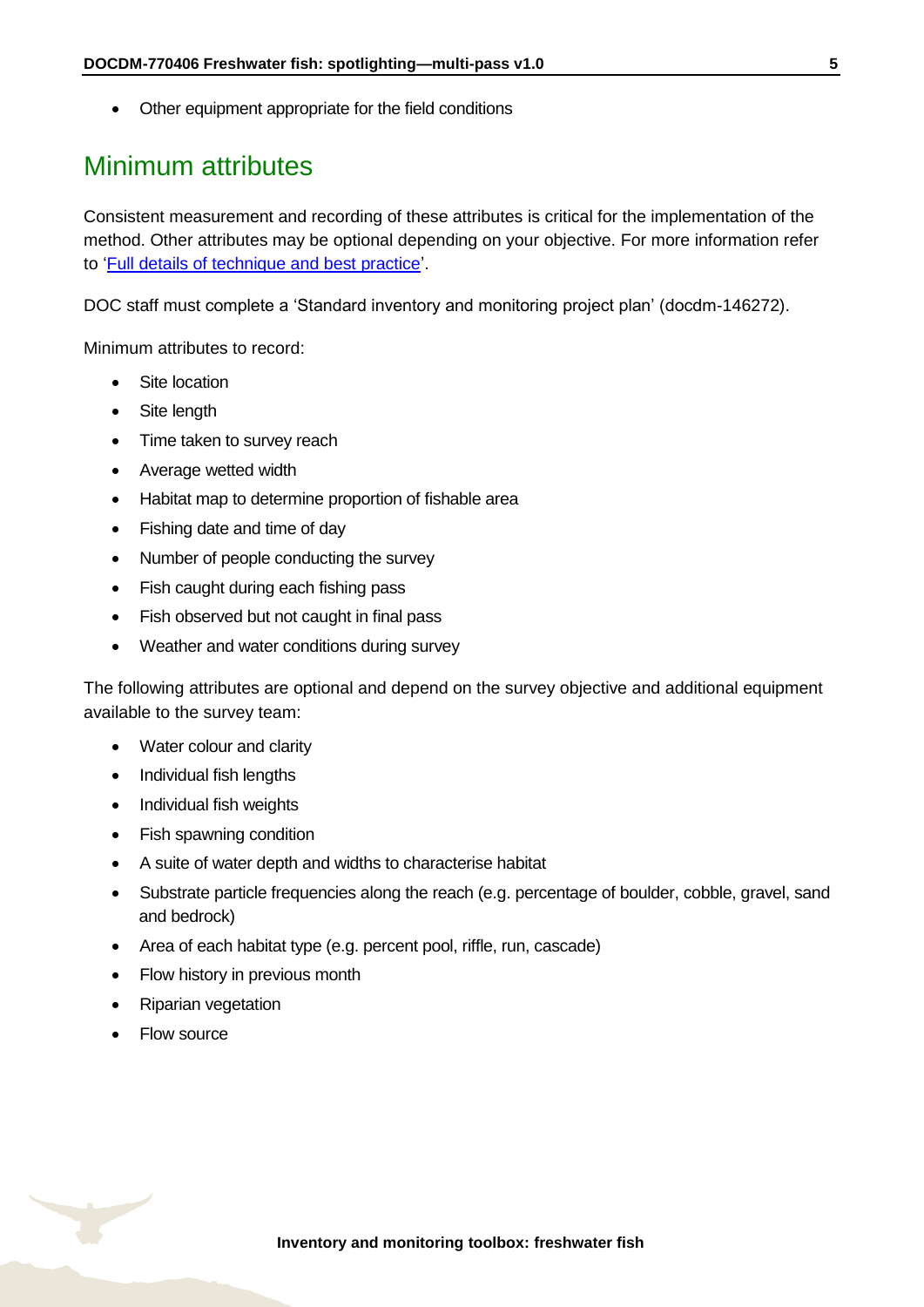- Other equipment appropriate for the field conditions

## Minimum attributes

Consistent measurement and recording of these attributes is critical for the implementation of the method. Other attributes may be optional depending on your objective. For more information refer to '[Full details of technique and best practice]'.

DOC staff must complete a 'Standard inventory and monitoring project plan' (docdm-146272).

Minimum attributes to record:

- Site location
- Site length
- Time taken to survey reach
- Average wetted width
- Habitat map to determine proportion of fishable area
- Fishing date and time of day
- Number of people conducting the survey
- Fish caught during each fishing pass
- Fish observed but not caught in final pass
- Weather and water conditions during survey

The following attributes are optional and depend on the survey objective and additional equipment available to the survey team:

- Water colour and clarity
- Individual fish lengths
- Individual fish weights
- Fish spawning condition
- A suite of water depth and widths to characterise habitat
- Substrate particle frequencies along the reach (e.g. percentage of boulder, cobble, gravel, sand and bedrock)
- Area of each habitat type (e.g. percent pool, riffle, run, cascade)
- Flow history in previous month
- Riparian vegetation
- Flow source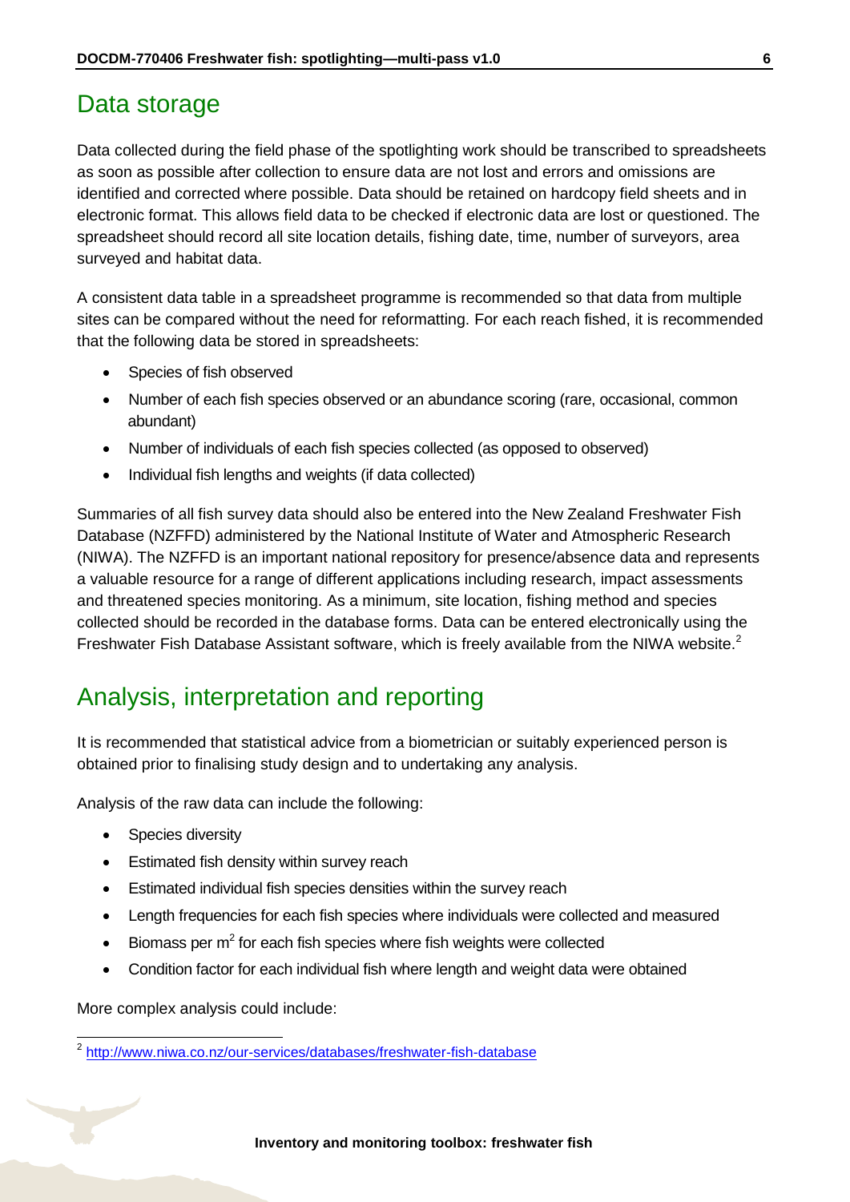## Data storage

Data collected during the field phase of the spotlighting work should be transcribed to spreadsheets as soon as possible after collection to ensure data are not lost and errors and omissions are identified and corrected where possible. Data should be retained on hardcopy field sheets and in electronic format. This allows field data to be checked if electronic data are lost or questioned. The spreadsheet should record all site location details, fishing date, time, number of surveyors, area surveyed and habitat data.

A consistent data table in a spreadsheet programme is recommended so that data from multiple sites can be compared without the need for reformatting. For each reach fished, it is recommended that the following data be stored in spreadsheets:

- Species of fish observed
- Number of each fish species observed or an abundance scoring (rare, occasional, common abundant)
- Number of individuals of each fish species collected (as opposed to observed)
- Individual fish lengths and weights (if data collected)

Summaries of all fish survey data should also be entered into the New Zealand Freshwater Fish Database (NZFFD) administered by the National Institute of Water and Atmospheric Research (NIWA). The NZFFD is an important national repository for presence/absence data and represents a valuable resource for a range of different applications including research, impact assessments and threatened species monitoring. As a minimum, site location, fishing method and species collected should be recorded in the database forms. Data can be entered electronically using the Freshwater Fish Database Assistant software, which is freely available from the NIWA website.[2]

## Analysis, interpretation and reporting

It is recommended that statistical advice from a biometrician or suitably experienced person is obtained prior to finalising study design and to undertaking any analysis.

Analysis of the raw data can include the following:

- Species diversity
- Estimated fish density within survey reach
- Estimated individual fish species densities within the survey reach
- Length frequencies for each fish species where individuals were collected and measured
- Biomass per $m^2$ for each fish species where fish weights were collected
- Condition factor for each individual fish where length and weight data were obtained

More complex analysis could include:

---

[2] http://www.niwa.co.nz/our-services/databases/freshwater-fish-database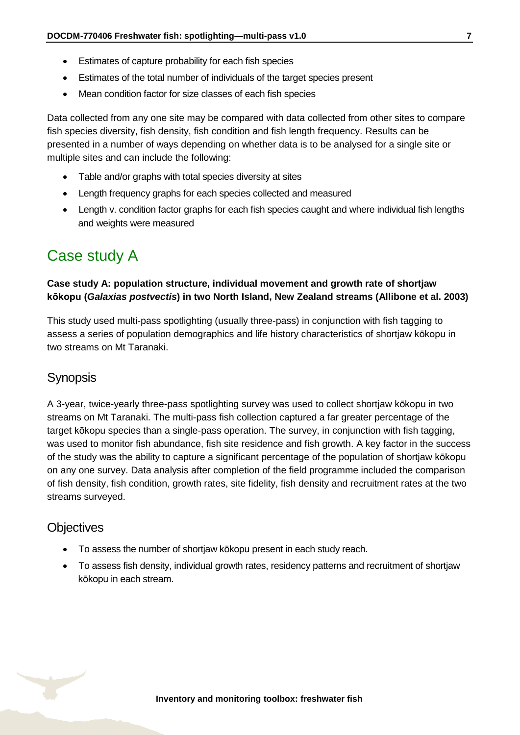- Estimates of capture probability for each fish species
- Estimates of the total number of individuals of the target species present
- Mean condition factor for size classes of each fish species

Data collected from any one site may be compared with data collected from other sites to compare fish species diversity, fish density, fish condition and fish length frequency. Results can be presented in a number of ways depending on whether data is to be analysed for a single site or multiple sites and can include the following:

- Table and/or graphs with total species diversity at sites
- Length frequency graphs for each species collected and measured
- Length v. condition factor graphs for each fish species caught and where individual fish lengths and weights were measured

# Case study A

**Case study A: population structure, individual movement and growth rate of shortjaw kōkopu (*Galaxias postvectis*) in two North Island, New Zealand streams (Allibone et al. 2003)**

This study used multi-pass spotlighting (usually three-pass) in conjunction with fish tagging to assess a series of population demographics and life history characteristics of shortjaw kōkopu in two streams on Mt Taranaki.

## Synopsis

A 3-year, twice-yearly three-pass spotlighting survey was used to collect shortjaw kōkopu in two streams on Mt Taranaki. The multi-pass fish collection captured a far greater percentage of the target kōkopu species than a single-pass operation. The survey, in conjunction with fish tagging, was used to monitor fish abundance, fish site residence and fish growth. A key factor in the success of the study was the ability to capture a significant percentage of the population of shortjaw kōkopu on any one survey. Data analysis after completion of the field programme included the comparison of fish density, fish condition, growth rates, site fidelity, fish density and recruitment rates at the two streams surveyed.

## Objectives

- To assess the number of shortjaw kōkopu present in each study reach.
- To assess fish density, individual growth rates, residency patterns and recruitment of shortjaw kōkopu in each stream.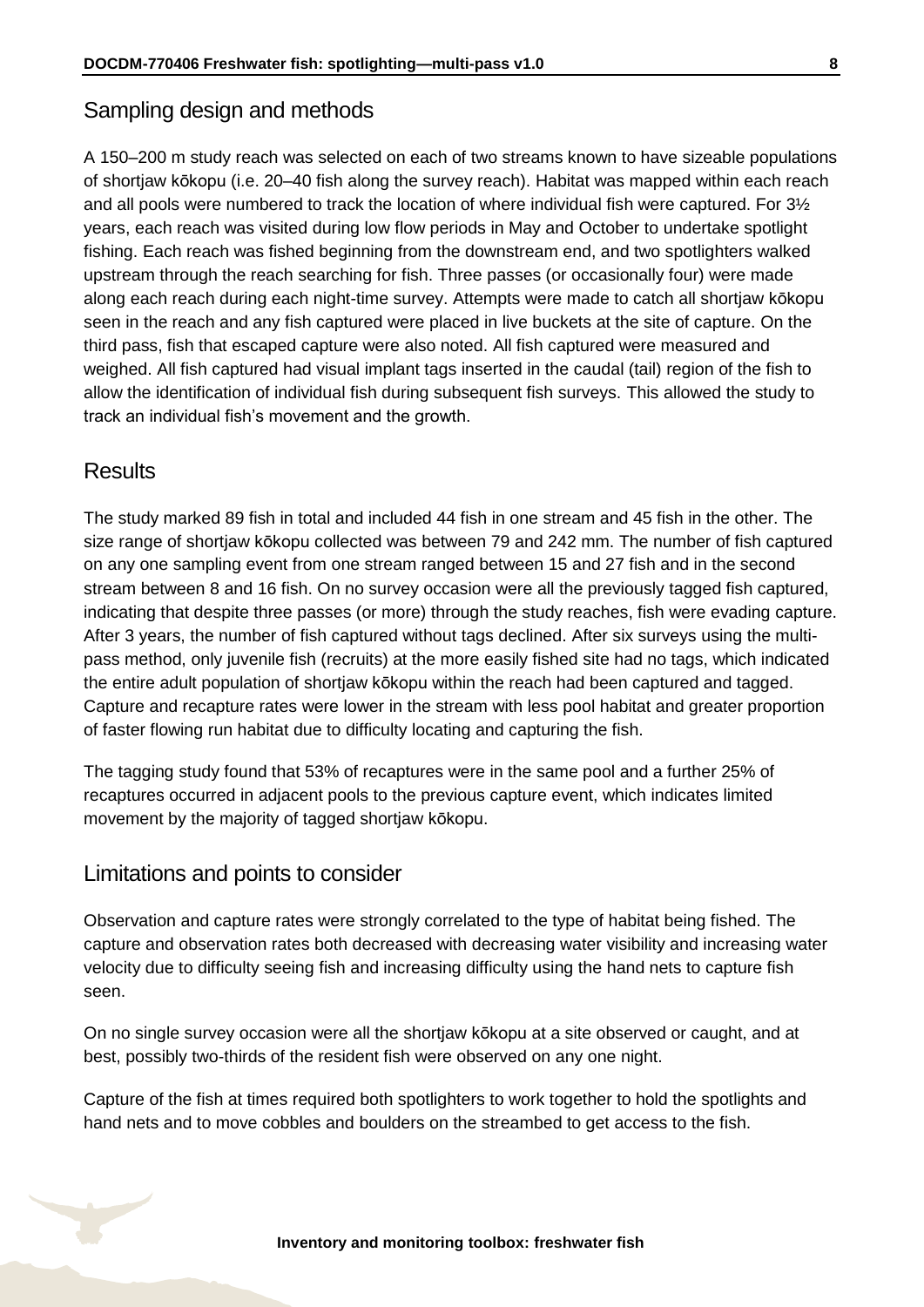## Sampling design and methods

A 150–200 m study reach was selected on each of two streams known to have sizeable populations of shortjaw kōkopu (i.e. 20–40 fish along the survey reach). Habitat was mapped within each reach and all pools were numbered to track the location of where individual fish were captured. For 3½ years, each reach was visited during low flow periods in May and October to undertake spotlight fishing. Each reach was fished beginning from the downstream end, and two spotlighters walked upstream through the reach searching for fish. Three passes (or occasionally four) were made along each reach during each night-time survey. Attempts were made to catch all shortjaw kōkopu seen in the reach and any fish captured were placed in live buckets at the site of capture. On the third pass, fish that escaped capture were also noted. All fish captured were measured and weighed. All fish captured had visual implant tags inserted in the caudal (tail) region of the fish to allow the identification of individual fish during subsequent fish surveys. This allowed the study to track an individual fish's movement and the growth.

## Results

The study marked 89 fish in total and included 44 fish in one stream and 45 fish in the other. The size range of shortjaw kōkopu collected was between 79 and 242 mm. The number of fish captured on any one sampling event from one stream ranged between 15 and 27 fish and in the second stream between 8 and 16 fish. On no survey occasion were all the previously tagged fish captured, indicating that despite three passes (or more) through the study reaches, fish were evading capture. After 3 years, the number of fish captured without tags declined. After six surveys using the multi-pass method, only juvenile fish (recruits) at the more easily fished site had no tags, which indicated the entire adult population of shortjaw kōkopu within the reach had been captured and tagged. Capture and recapture rates were lower in the stream with less pool habitat and greater proportion of faster flowing run habitat due to difficulty locating and capturing the fish.

The tagging study found that 53% of recaptures were in the same pool and a further 25% of recaptures occurred in adjacent pools to the previous capture event, which indicates limited movement by the majority of tagged shortjaw kōkopu.

## Limitations and points to consider

Observation and capture rates were strongly correlated to the type of habitat being fished. The capture and observation rates both decreased with decreasing water visibility and increasing water velocity due to difficulty seeing fish and increasing difficulty using the hand nets to capture fish seen.

On no single survey occasion were all the shortjaw kōkopu at a site observed or caught, and at best, possibly two-thirds of the resident fish were observed on any one night.

Capture of the fish at times required both spotlighters to work together to hold the spotlights and hand nets and to move cobbles and boulders on the streambed to get access to the fish.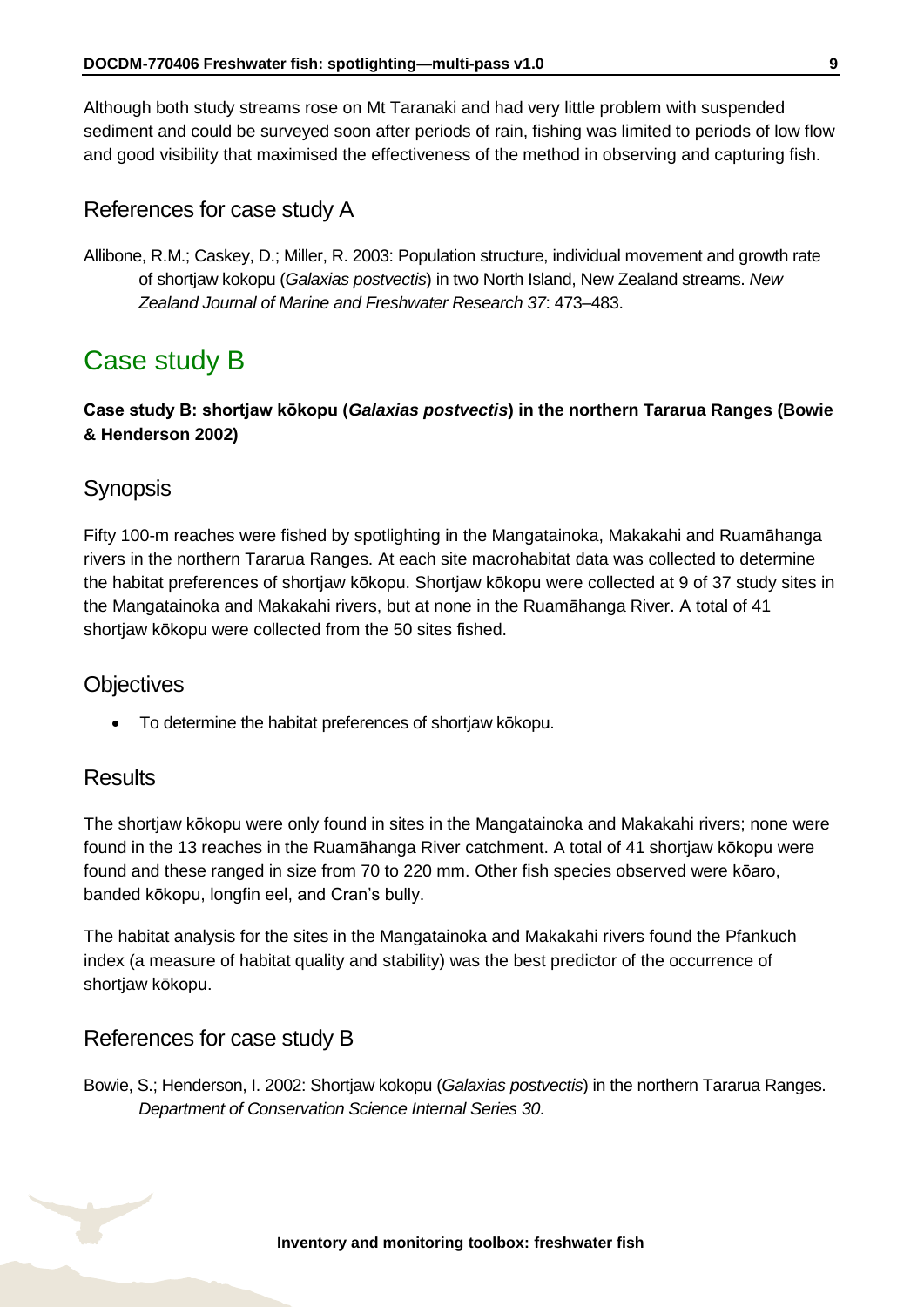Although both study streams rose on Mt Taranaki and had very little problem with suspended sediment and could be surveyed soon after periods of rain, fishing was limited to periods of low flow and good visibility that maximised the effectiveness of the method in observing and capturing fish.

## References for case study A

Allibone, R.M.; Caskey, D.; Miller, R. 2003: Population structure, individual movement and growth rate of shortjaw kokopu (*Galaxias postvectis*) in two North Island, New Zealand streams. *New Zealand Journal of Marine and Freshwater Research 37*: 473–483.

# Case study B

**Case study B: shortjaw kōkopu (*Galaxias postvectis*) in the northern Tararua Ranges (Bowie & Henderson 2002)**

## Synopsis

Fifty 100-m reaches were fished by spotlighting in the Mangatainoka, Makakahi and Ruamāhanga rivers in the northern Tararua Ranges. At each site macrohabitat data was collected to determine the habitat preferences of shortjaw kōkopu. Shortjaw kōkopu were collected at 9 of 37 study sites in the Mangatainoka and Makakahi rivers, but at none in the Ruamāhanga River. A total of 41 shortjaw kōkopu were collected from the 50 sites fished.

## Objectives

- To determine the habitat preferences of shortjaw kōkopu.

## Results

The shortjaw kōkopu were only found in sites in the Mangatainoka and Makakahi rivers; none were found in the 13 reaches in the Ruamāhanga River catchment. A total of 41 shortjaw kōkopu were found and these ranged in size from 70 to 220 mm. Other fish species observed were kōaro, banded kōkopu, longfin eel, and Cran's bully.

The habitat analysis for the sites in the Mangatainoka and Makakahi rivers found the Pfankuch index (a measure of habitat quality and stability) was the best predictor of the occurrence of shortjaw kōkopu.

## References for case study B

Bowie, S.; Henderson, I. 2002: Shortjaw kokopu (*Galaxias postvectis*) in the northern Tararua Ranges. *Department of Conservation Science Internal Series 30*.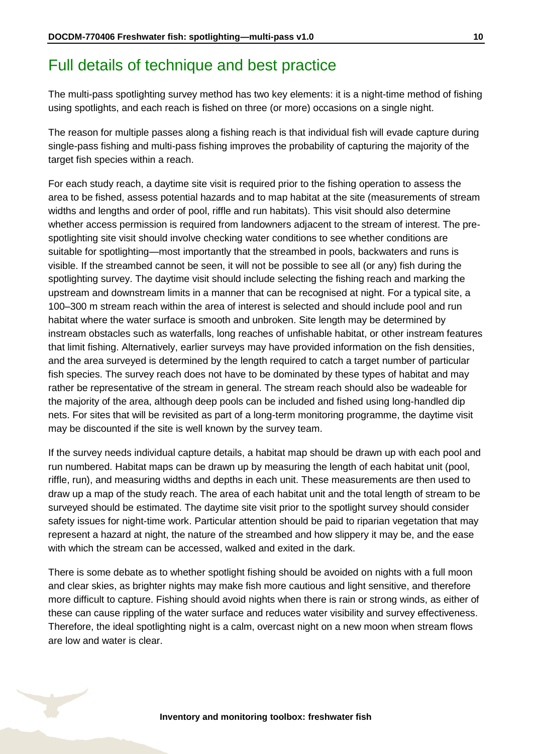## Full details of technique and best practice

The multi-pass spotlighting survey method has two key elements: it is a night-time method of fishing using spotlights, and each reach is fished on three (or more) occasions on a single night.

The reason for multiple passes along a fishing reach is that individual fish will evade capture during single-pass fishing and multi-pass fishing improves the probability of capturing the majority of the target fish species within a reach.

For each study reach, a daytime site visit is required prior to the fishing operation to assess the area to be fished, assess potential hazards and to map habitat at the site (measurements of stream widths and lengths and order of pool, riffle and run habitats). This visit should also determine whether access permission is required from landowners adjacent to the stream of interest. The pre-spotlighting site visit should involve checking water conditions to see whether conditions are suitable for spotlighting—most importantly that the streambed in pools, backwaters and runs is visible. If the streambed cannot be seen, it will not be possible to see all (or any) fish during the spotlighting survey. The daytime visit should include selecting the fishing reach and marking the upstream and downstream limits in a manner that can be recognised at night. For a typical site, a 100–300 m stream reach within the area of interest is selected and should include pool and run habitat where the water surface is smooth and unbroken. Site length may be determined by instream obstacles such as waterfalls, long reaches of unfishable habitat, or other instream features that limit fishing. Alternatively, earlier surveys may have provided information on the fish densities, and the area surveyed is determined by the length required to catch a target number of particular fish species. The survey reach does not have to be dominated by these types of habitat and may rather be representative of the stream in general. The stream reach should also be wadeable for the majority of the area, although deep pools can be included and fished using long-handled dip nets. For sites that will be revisited as part of a long-term monitoring programme, the daytime visit may be discounted if the site is well known by the survey team.

If the survey needs individual capture details, a habitat map should be drawn up with each pool and run numbered. Habitat maps can be drawn up by measuring the length of each habitat unit (pool, riffle, run), and measuring widths and depths in each unit. These measurements are then used to draw up a map of the study reach. The area of each habitat unit and the total length of stream to be surveyed should be estimated. The daytime site visit prior to the spotlight survey should consider safety issues for night-time work. Particular attention should be paid to riparian vegetation that may represent a hazard at night, the nature of the streambed and how slippery it may be, and the ease with which the stream can be accessed, walked and exited in the dark.

There is some debate as to whether spotlight fishing should be avoided on nights with a full moon and clear skies, as brighter nights may make fish more cautious and light sensitive, and therefore more difficult to capture. Fishing should avoid nights when there is rain or strong winds, as either of these can cause rippling of the water surface and reduces water visibility and survey effectiveness. Therefore, the ideal spotlighting night is a calm, overcast night on a new moon when stream flows are low and water is clear.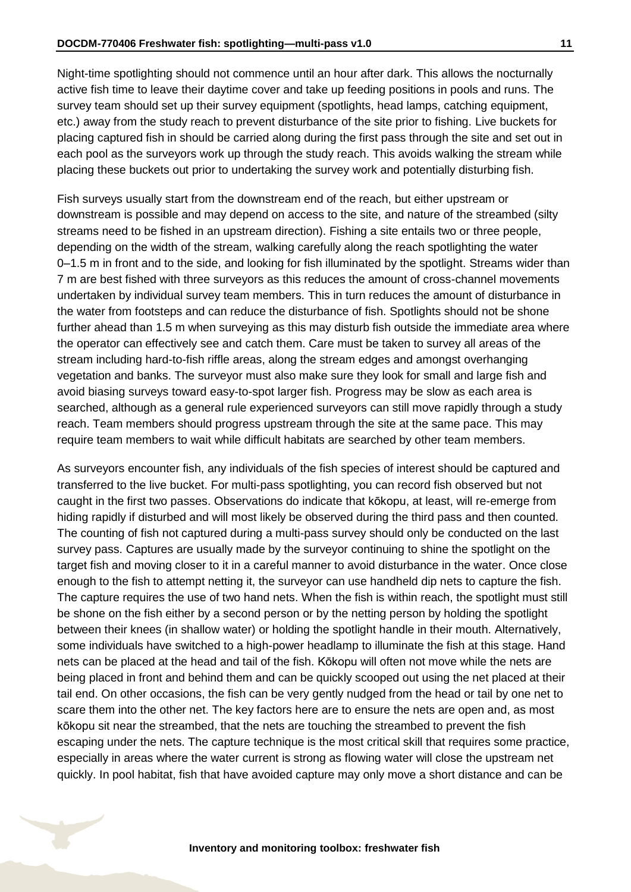Night-time spotlighting should not commence until an hour after dark. This allows the nocturnally active fish time to leave their daytime cover and take up feeding positions in pools and runs. The survey team should set up their survey equipment (spotlights, head lamps, catching equipment, etc.) away from the study reach to prevent disturbance of the site prior to fishing. Live buckets for placing captured fish in should be carried along during the first pass through the site and set out in each pool as the surveyors work up through the study reach. This avoids walking the stream while placing these buckets out prior to undertaking the survey work and potentially disturbing fish.

Fish surveys usually start from the downstream end of the reach, but either upstream or downstream is possible and may depend on access to the site, and nature of the streambed (silty streams need to be fished in an upstream direction). Fishing a site entails two or three people, depending on the width of the stream, walking carefully along the reach spotlighting the water 0–1.5 m in front and to the side, and looking for fish illuminated by the spotlight. Streams wider than 7 m are best fished with three surveyors as this reduces the amount of cross-channel movements undertaken by individual survey team members. This in turn reduces the amount of disturbance in the water from footsteps and can reduce the disturbance of fish. Spotlights should not be shone further ahead than 1.5 m when surveying as this may disturb fish outside the immediate area where the operator can effectively see and catch them. Care must be taken to survey all areas of the stream including hard-to-fish riffle areas, along the stream edges and amongst overhanging vegetation and banks. The surveyor must also make sure they look for small and large fish and avoid biasing surveys toward easy-to-spot larger fish. Progress may be slow as each area is searched, although as a general rule experienced surveyors can still move rapidly through a study reach. Team members should progress upstream through the site at the same pace. This may require team members to wait while difficult habitats are searched by other team members.

As surveyors encounter fish, any individuals of the fish species of interest should be captured and transferred to the live bucket. For multi-pass spotlighting, you can record fish observed but not caught in the first two passes. Observations do indicate that kōkopu, at least, will re-emerge from hiding rapidly if disturbed and will most likely be observed during the third pass and then counted. The counting of fish not captured during a multi-pass survey should only be conducted on the last survey pass. Captures are usually made by the surveyor continuing to shine the spotlight on the target fish and moving closer to it in a careful manner to avoid disturbance in the water. Once close enough to the fish to attempt netting it, the surveyor can use handheld dip nets to capture the fish. The capture requires the use of two hand nets. When the fish is within reach, the spotlight must still be shone on the fish either by a second person or by the netting person by holding the spotlight between their knees (in shallow water) or holding the spotlight handle in their mouth. Alternatively, some individuals have switched to a high-power headlamp to illuminate the fish at this stage. Hand nets can be placed at the head and tail of the fish. Kōkopu will often not move while the nets are being placed in front and behind them and can be quickly scooped out using the net placed at their tail end. On other occasions, the fish can be very gently nudged from the head or tail by one net to scare them into the other net. The key factors here are to ensure the nets are open and, as most kōkopu sit near the streambed, that the nets are touching the streambed to prevent the fish escaping under the nets. The capture technique is the most critical skill that requires some practice, especially in areas where the water current is strong as flowing water will close the upstream net quickly. In pool habitat, fish that have avoided capture may only move a short distance and can be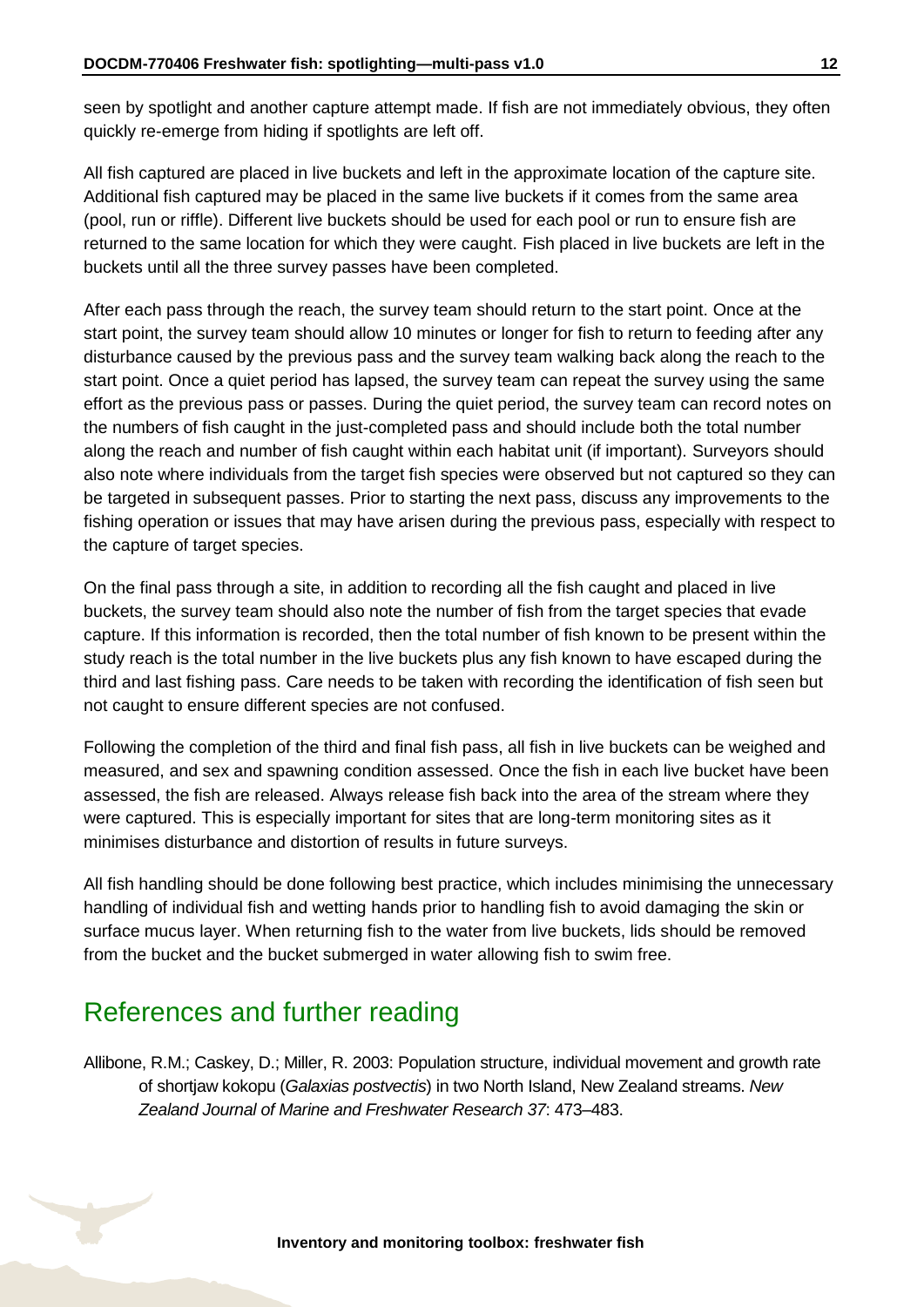seen by spotlight and another capture attempt made. If fish are not immediately obvious, they often quickly re-emerge from hiding if spotlights are left off.

All fish captured are placed in live buckets and left in the approximate location of the capture site. Additional fish captured may be placed in the same live buckets if it comes from the same area (pool, run or riffle). Different live buckets should be used for each pool or run to ensure fish are returned to the same location for which they were caught. Fish placed in live buckets are left in the buckets until all the three survey passes have been completed.

After each pass through the reach, the survey team should return to the start point. Once at the start point, the survey team should allow 10 minutes or longer for fish to return to feeding after any disturbance caused by the previous pass and the survey team walking back along the reach to the start point. Once a quiet period has lapsed, the survey team can repeat the survey using the same effort as the previous pass or passes. During the quiet period, the survey team can record notes on the numbers of fish caught in the just-completed pass and should include both the total number along the reach and number of fish caught within each habitat unit (if important). Surveyors should also note where individuals from the target fish species were observed but not captured so they can be targeted in subsequent passes. Prior to starting the next pass, discuss any improvements to the fishing operation or issues that may have arisen during the previous pass, especially with respect to the capture of target species.

On the final pass through a site, in addition to recording all the fish caught and placed in live buckets, the survey team should also note the number of fish from the target species that evade capture. If this information is recorded, then the total number of fish known to be present within the study reach is the total number in the live buckets plus any fish known to have escaped during the third and last fishing pass. Care needs to be taken with recording the identification of fish seen but not caught to ensure different species are not confused.

Following the completion of the third and final fish pass, all fish in live buckets can be weighed and measured, and sex and spawning condition assessed. Once the fish in each live bucket have been assessed, the fish are released. Always release fish back into the area of the stream where they were captured. This is especially important for sites that are long-term monitoring sites as it minimises disturbance and distortion of results in future surveys.

All fish handling should be done following best practice, which includes minimising the unnecessary handling of individual fish and wetting hands prior to handling fish to avoid damaging the skin or surface mucus layer. When returning fish to the water from live buckets, lids should be removed from the bucket and the bucket submerged in water allowing fish to swim free.

## References and further reading

Allibone, R.M.; Caskey, D.; Miller, R. 2003: Population structure, individual movement and growth rate of shortjaw kokopu (*Galaxias postvectis*) in two North Island, New Zealand streams. *New Zealand Journal of Marine and Freshwater Research 37*: 473–483.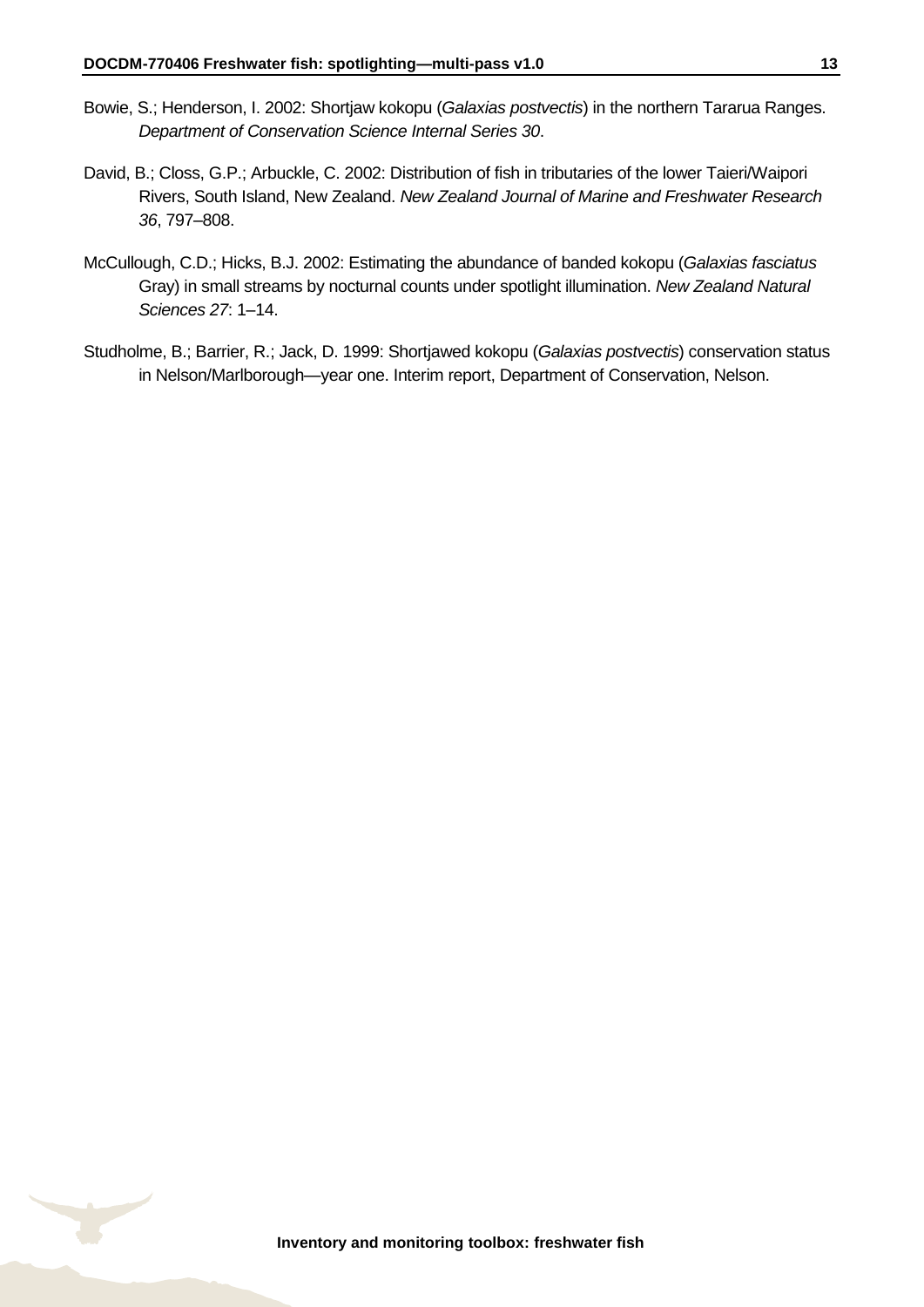Bowie, S.; Henderson, I. 2002: Shortjaw kokopu (*Galaxias postvectis*) in the northern Tararua Ranges. *Department of Conservation Science Internal Series 30*.

David, B.; Closs, G.P.; Arbuckle, C. 2002: Distribution of fish in tributaries of the lower Taieri/Waipori Rivers, South Island, New Zealand. *New Zealand Journal of Marine and Freshwater Research 36*, 797–808.

McCullough, C.D.; Hicks, B.J. 2002: Estimating the abundance of banded kokopu (*Galaxias fasciatus* Gray) in small streams by nocturnal counts under spotlight illumination. *New Zealand Natural Sciences 27*: 1–14.

Studholme, B.; Barrier, R.; Jack, D. 1999: Shortjawed kokopu (*Galaxias postvectis*) conservation status in Nelson/Marlborough—year one. Interim report, Department of Conservation, Nelson.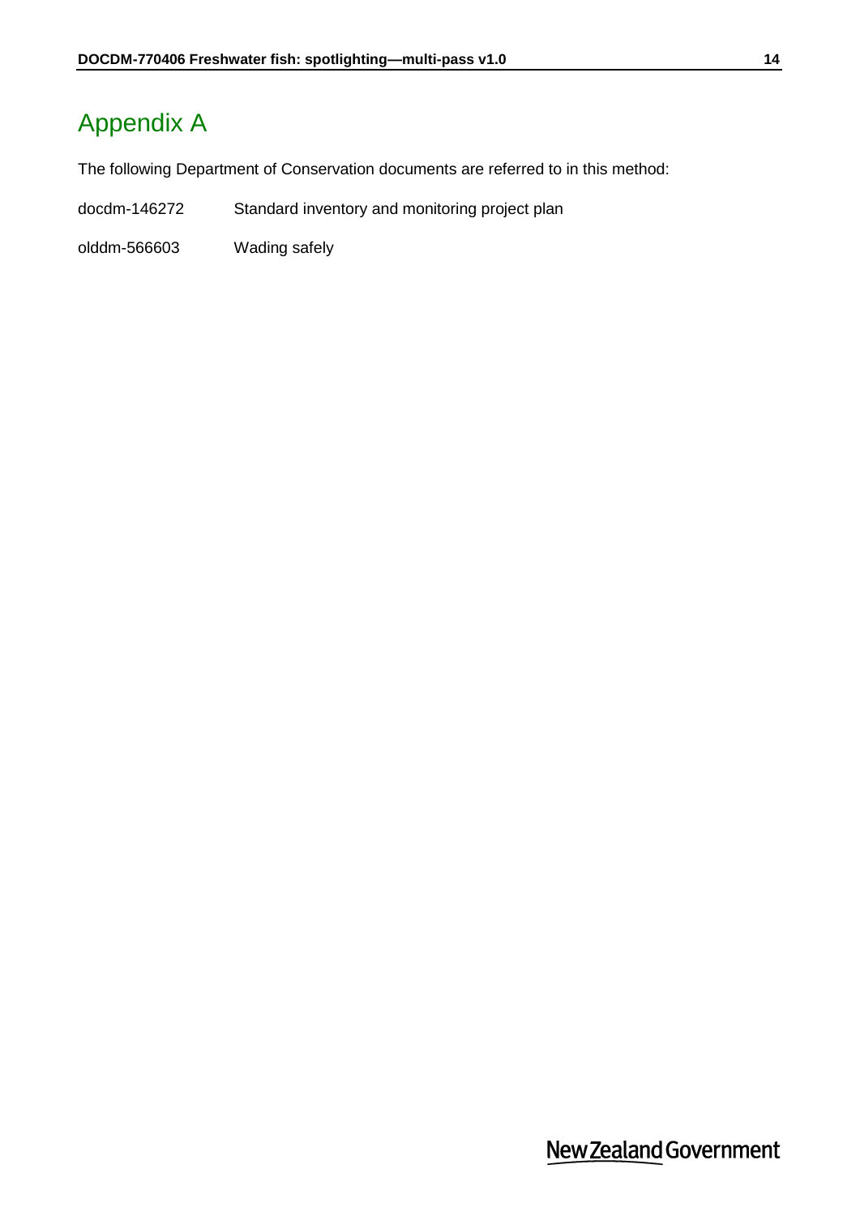# Appendix A

The following Department of Conservation documents are referred to in this method:

| | |
|---|---|
| docdm-146272 | Standard inventory and monitoring project plan |
| olddm-566603 | Wading safely |